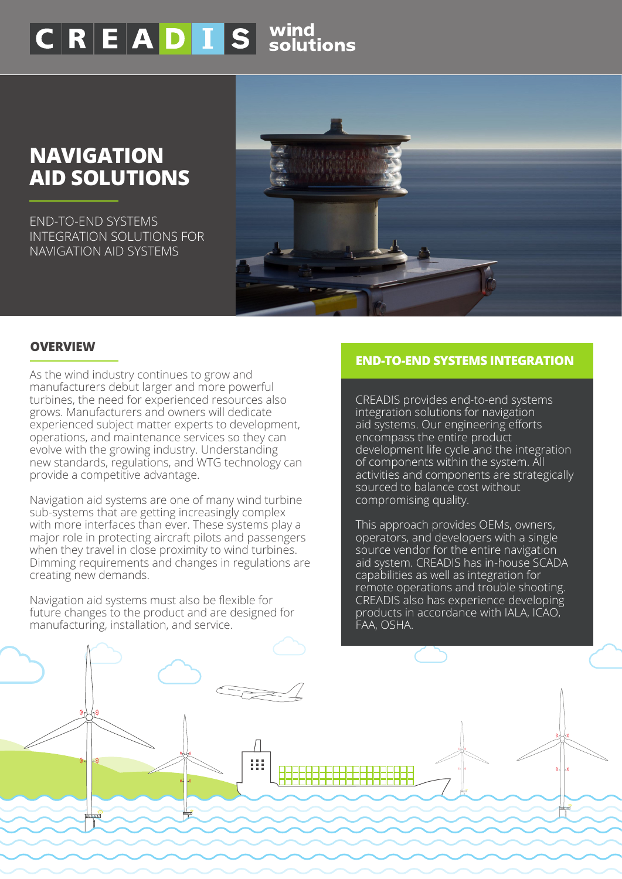CREADIS wind solutions

# NAVIGATION AID SOLUTIONS

END-TO-END SYSTEMS INTEGRATION SOLUTIONS FOR NAVIGATION AID SYSTEMS

## OVERVIEW

As the wind industry continues to grow and manufacturers debut larger and more powerful turbines, the need for experienced resources also grows. Manufacturers and owners will dedicate experienced subject matter experts to development, operations, and maintenance services so they can evolve with the growing industry. Understanding new standards, regulations, and WTG technology can provide a competitive advantage.

Navigation aid systems are one of many wind turbine sub-systems that are getting increasingly complex with more interfaces than ever. These systems play a major role in protecting aircraft pilots and passengers when they travel in close proximity to wind turbines. Dimming requirements and changes in regulations are creating new demands.

Navigation aid systems must also be flexible for future changes to the product and are designed for manufacturing, installation, and service.

## END-TO-END SYSTEMS INTEGRATION

CREADIS provides end-to-end systems integration solutions for navigation aid systems. Our engineering efforts encompass the entire product development life cycle and the integration of components within the system. All activities and components are strategically sourced to balance cost without compromising quality.

This approach provides OEMs, owners, operators, and developers with a single source vendor for the entire navigation aid system. CREADIS has in-house SCADA capabilities as well as integration for remote operations and trouble shooting. CREADIS also has experience developing products in accordance with IALA, ICAO, FAA, OSHA.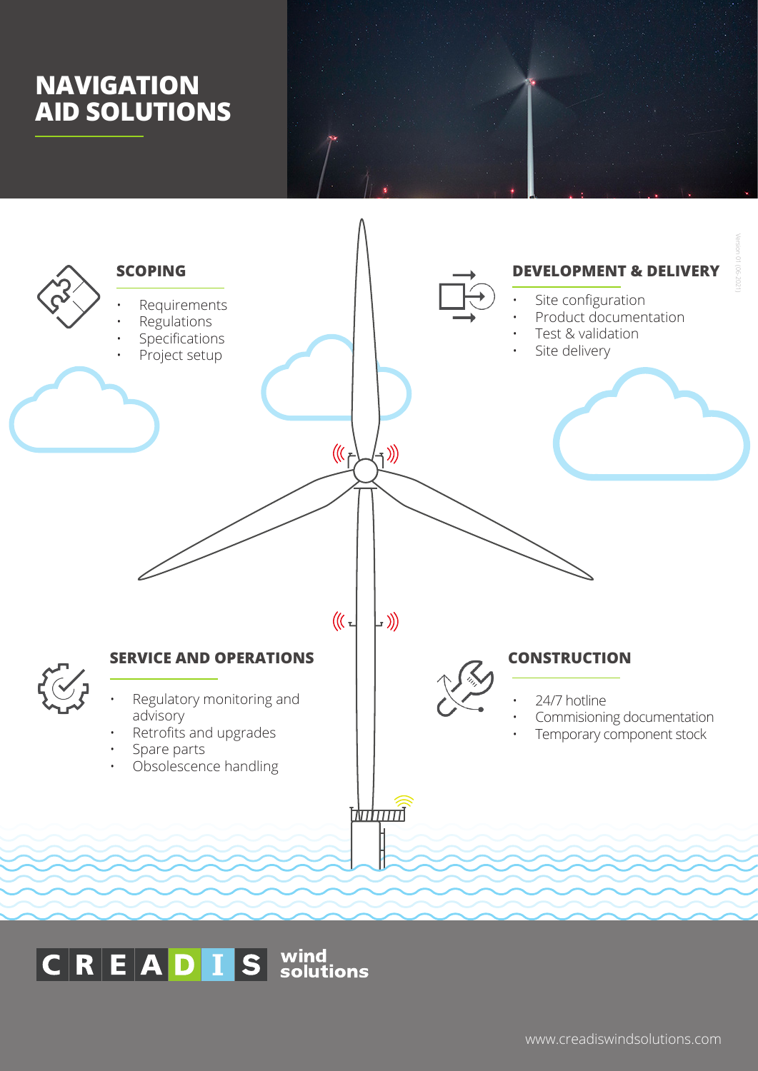# NAVIGATION AID SOLUTIONS

## SCOPING

- Requirements
- Regulations
- Specifications
- Project setup

## DEVELOPMENT & DELIVERY

- Site configuration
- Product documentation
- Test & validation
- Site delivery

## SERVICE AND OPERATIONS

- Regulatory monitoring and advisory
- Retrofits and upgrades
- Spare parts
- Obsolescence handling

## CONSTRUCTION

- 24/7 hotline
- Commisioning documentation
- Temporary component stock

CREADIS wind solutions

www.creadiswindsolutions.com